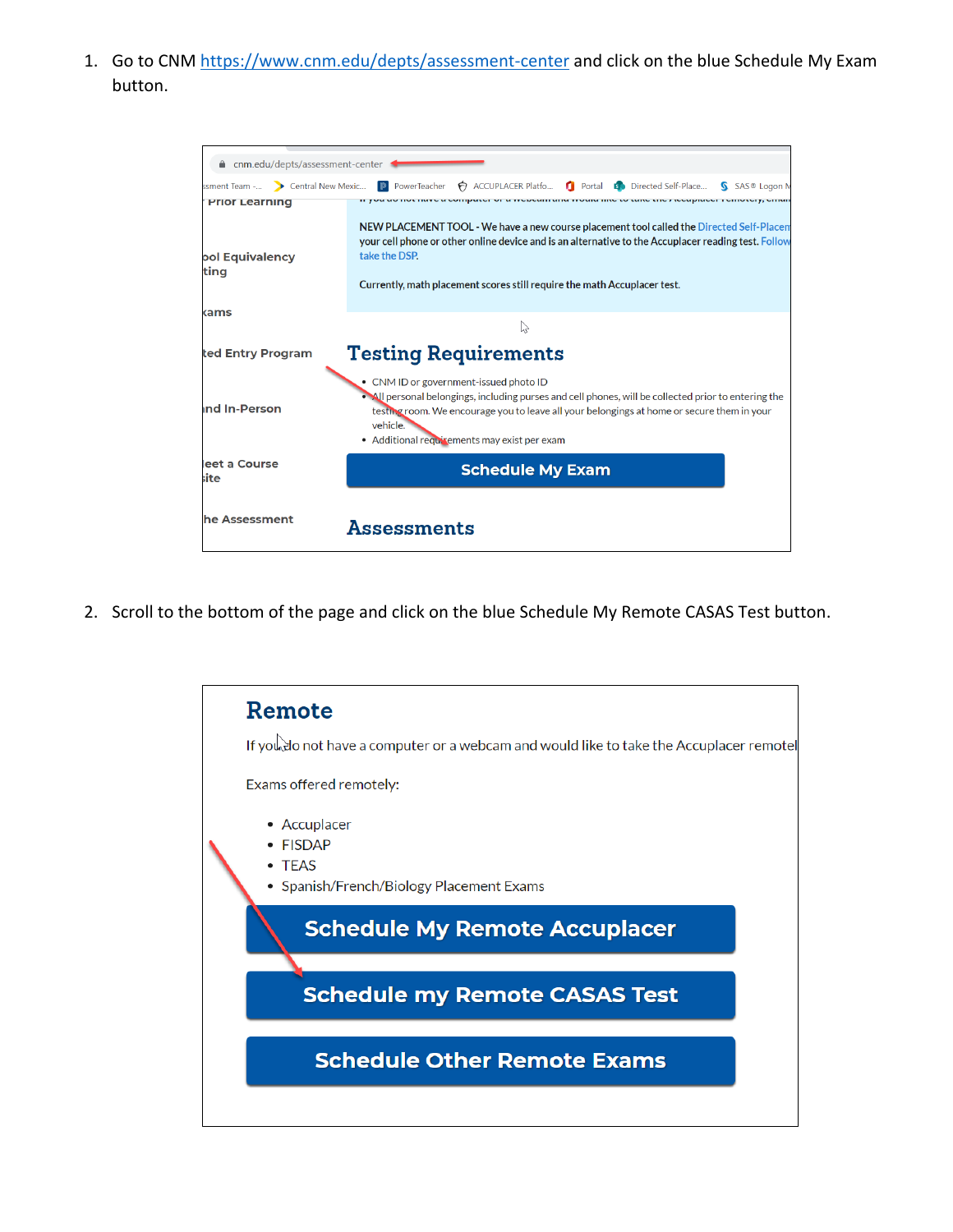1. Go to CNM https://www.cnm.edu/depts/assessment-center and click on the blue Schedule My Exam button.

2. Scroll to the bottom of the page and click on the blue Schedule My Remote CASAS Test button.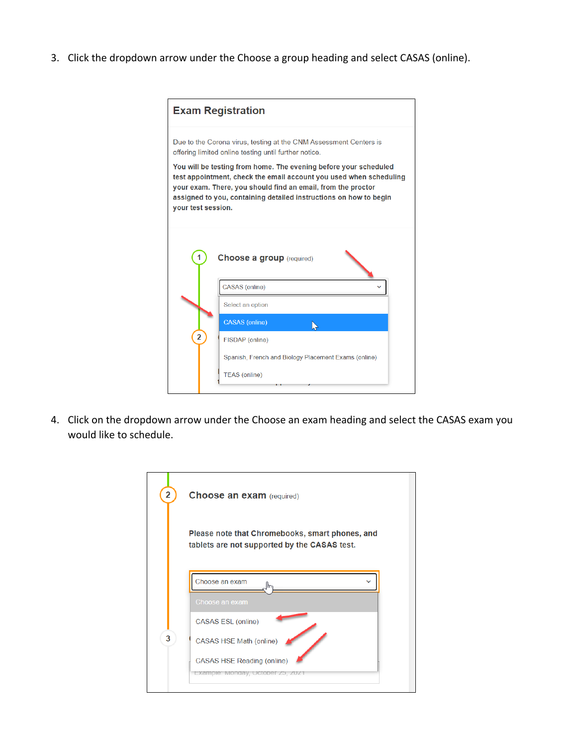3. Click the dropdown arrow under the Choose a group heading and select CASAS (online).

4. Click on the dropdown arrow under the Choose an exam heading and select the CASAS exam you would like to schedule.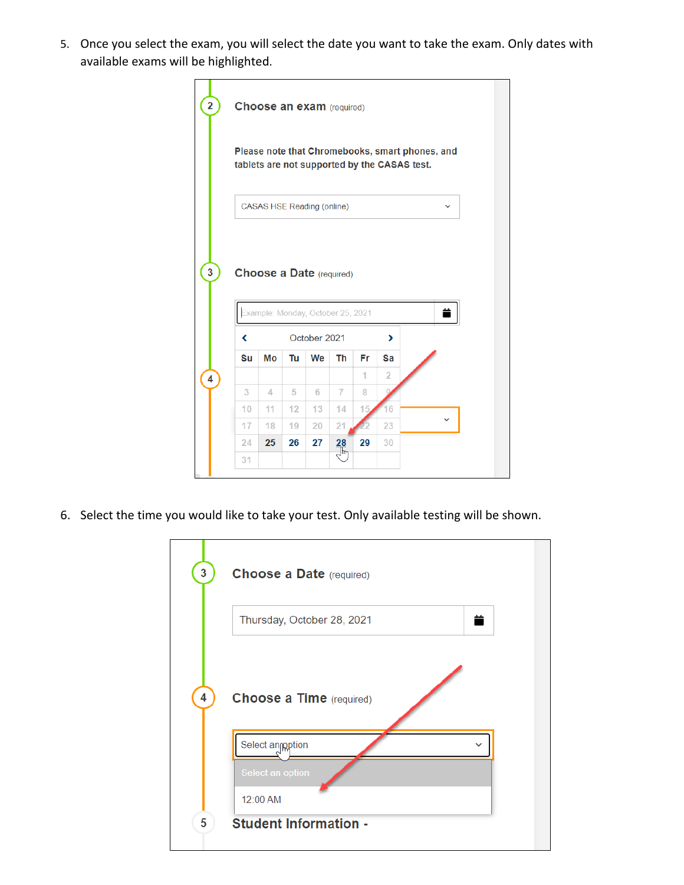5. Once you select the exam, you will select the date you want to take the exam. Only dates with available exams will be highlighted.

6. Select the time you would like to take your test. Only available testing will be shown.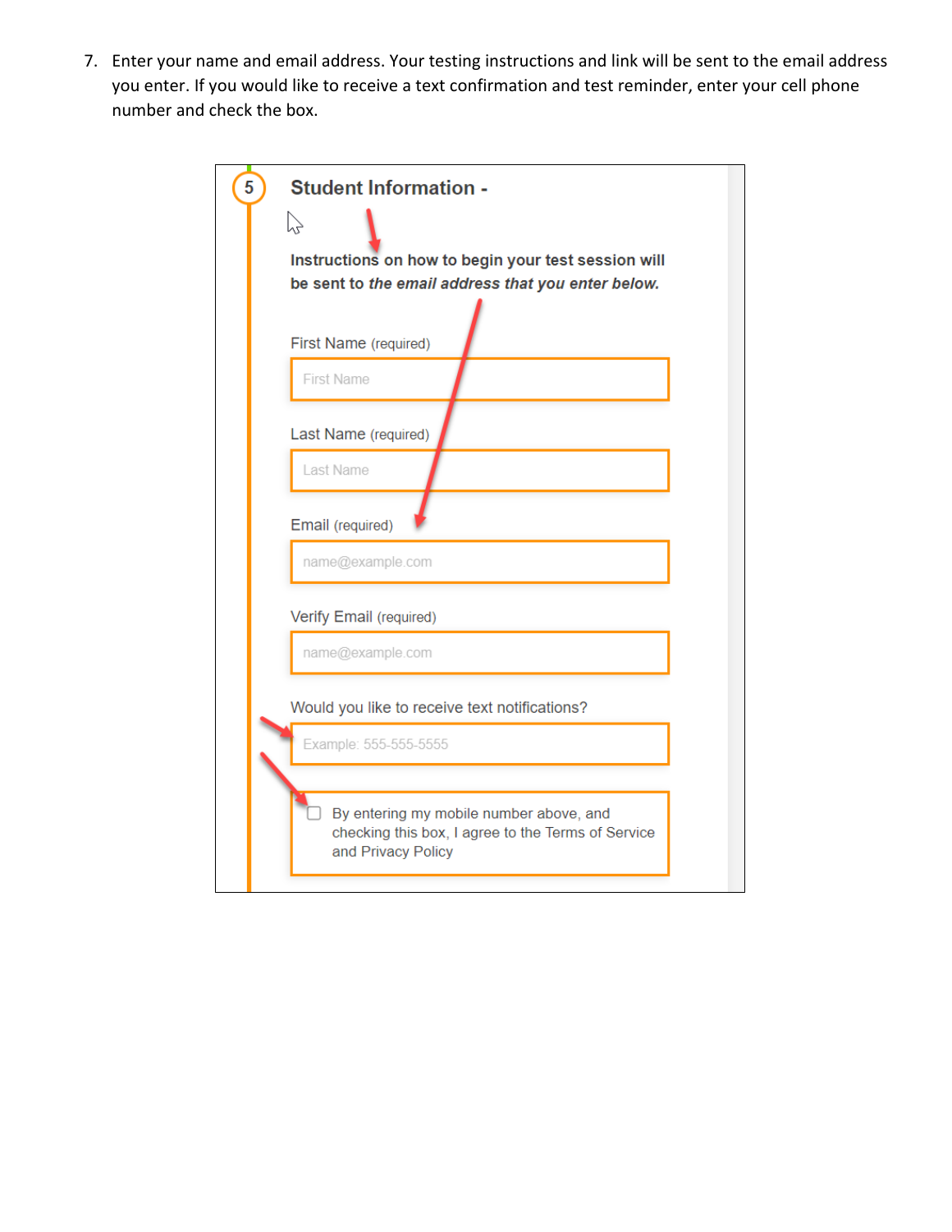7. Enter your name and email address. Your testing instructions and link will be sent to the email address you enter. If you would like to receive a text confirmation and test reminder, enter your cell phone number and check the box.

5 **Student Information -**

**Instructions on how to begin your test session will be sent to *the email address that you enter below.***

First Name (required)

First Name

Last Name (required)

Last Name

Email (required)

name@example.com

Verify Email (required)

name@example.com

Would you like to receive text notifications?

Example: 555-555-5555

☐ By entering my mobile number above, and checking this box, I agree to the Terms of Service and Privacy Policy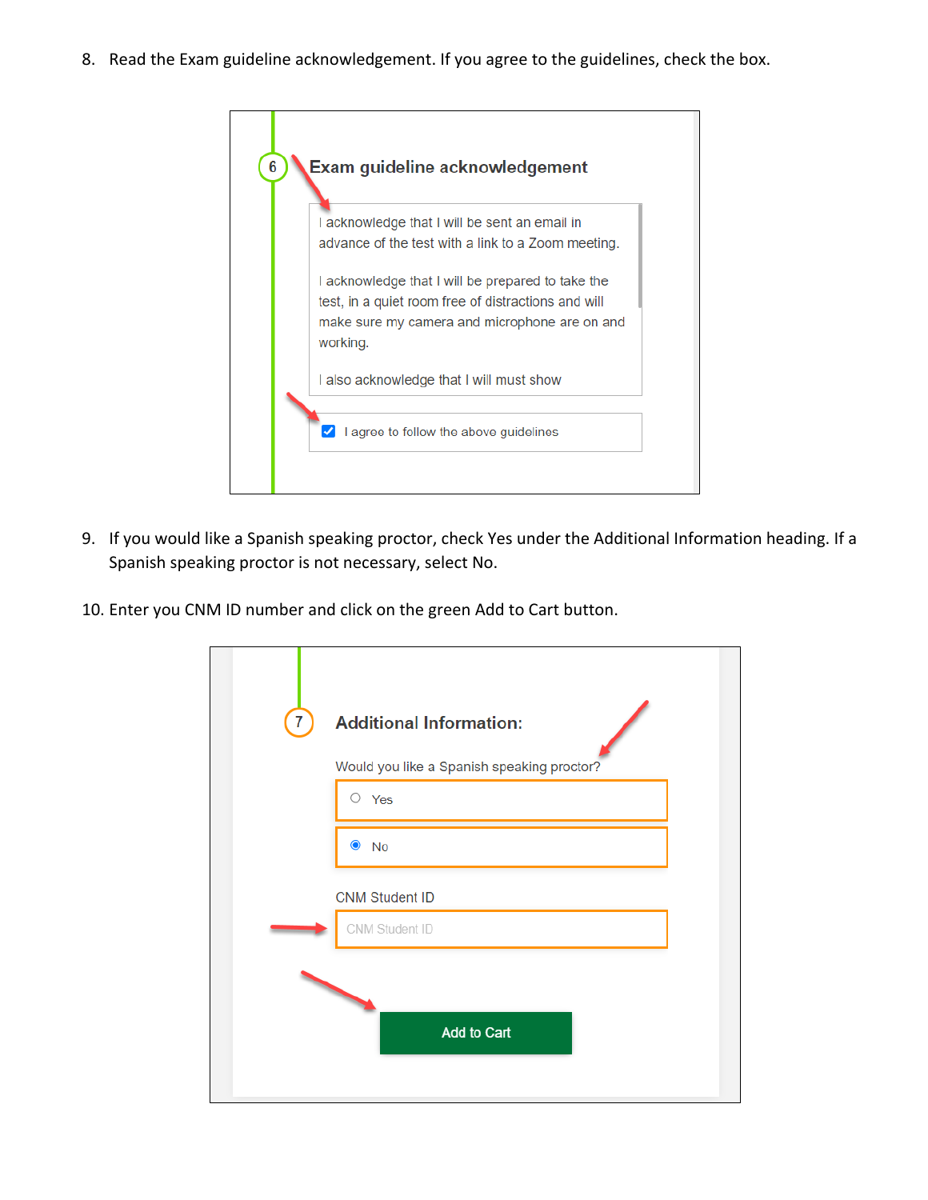8. Read the Exam guideline acknowledgement. If you agree to the guidelines, check the box.

6 Exam guideline acknowledgement

I acknowledge that I will be sent an email in advance of the test with a link to a Zoom meeting.

I acknowledge that I will be prepared to take the test, in a quiet room free of distractions and will make sure my camera and microphone are on and working.

I also acknowledge that I will must show

☑ I agree to follow the above guidelines

9. If you would like a Spanish speaking proctor, check Yes under the Additional Information heading. If a Spanish speaking proctor is not necessary, select No.

10. Enter you CNM ID number and click on the green Add to Cart button.

7 Additional Information:

Would you like a Spanish speaking proctor?

○ Yes

◉ No

CNM Student ID

CNM Student ID

Add to Cart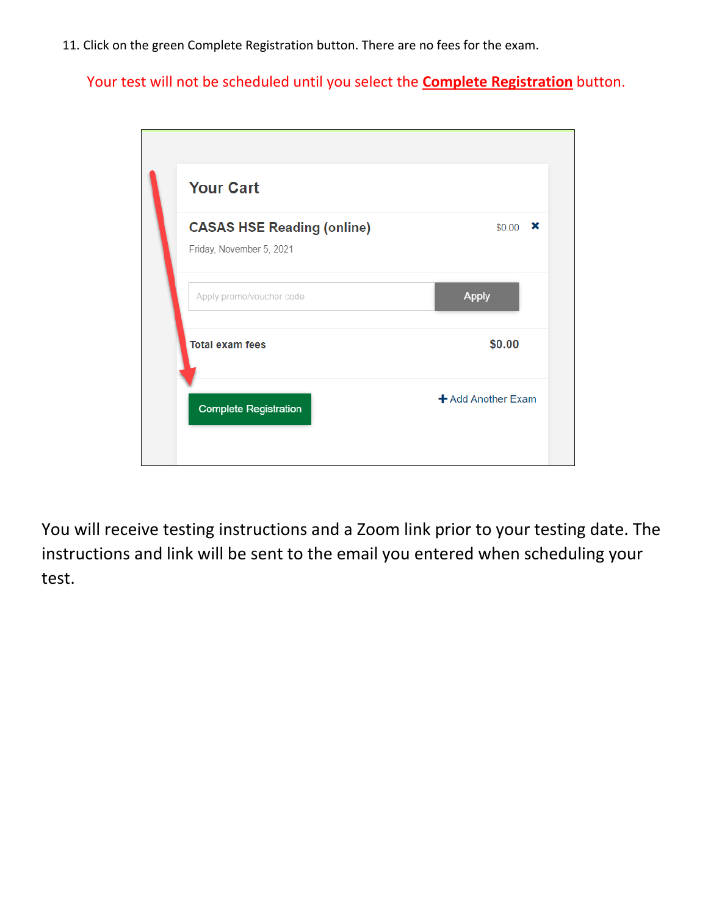11. Click on the green Complete Registration button. There are no fees for the exam.

Your test will not be scheduled until you select the **Complete Registration** button.

Your Cart

CASAS HSE Reading (online) $0.00

Friday, November 5, 2021

Apply promo/voucher code Apply

Total exam fees $0.00

Complete Registration

+ Add Another Exam

You will receive testing instructions and a Zoom link prior to your testing date. The instructions and link will be sent to the email you entered when scheduling your test.